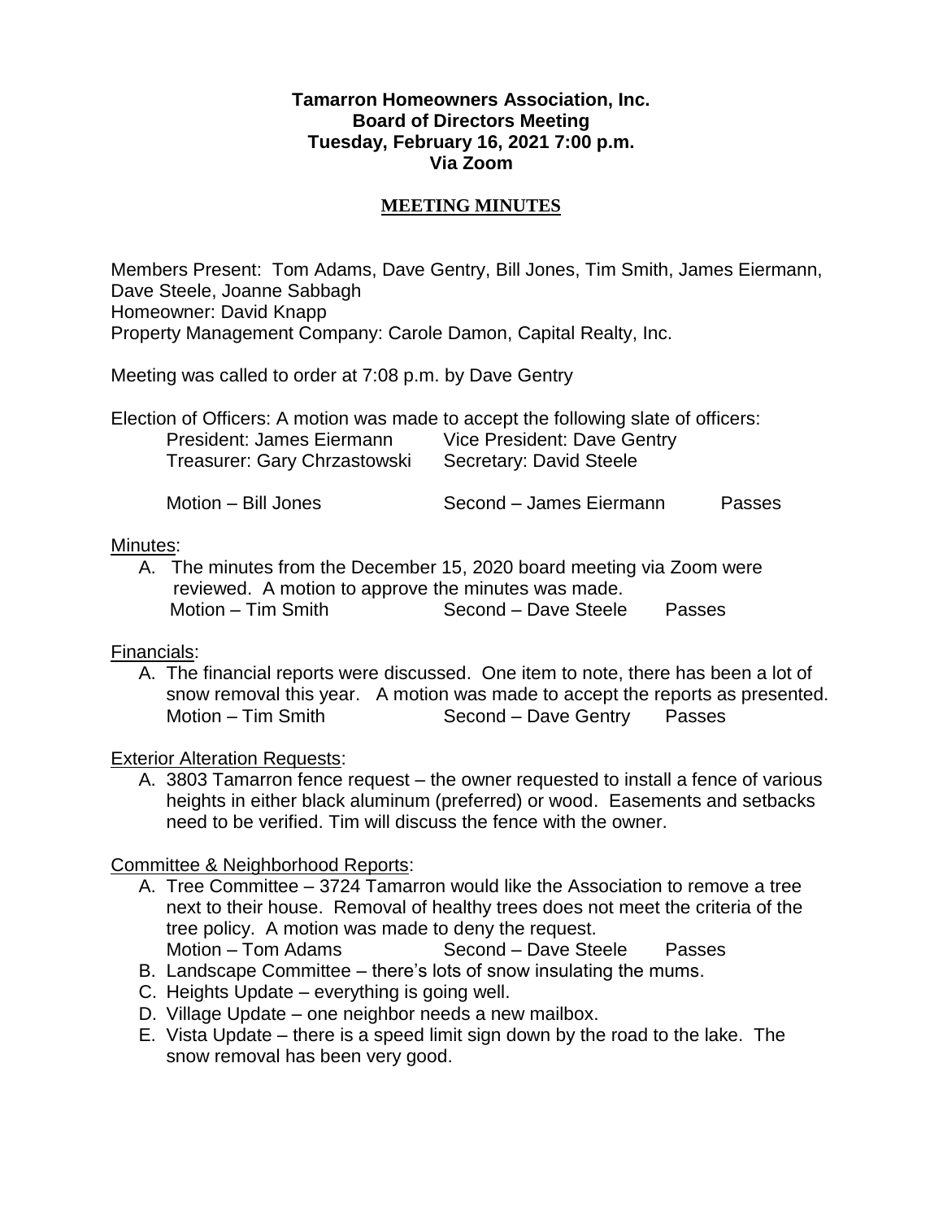**Tamarron Homeowners Association, Inc.**
**Board of Directors Meeting**
**Tuesday, February 16, 2021 7:00 p.m.**
**Via Zoom**

## MEETING MINUTES

Members Present: Tom Adams, Dave Gentry, Bill Jones, Tim Smith, James Eiermann, Dave Steele, Joanne Sabbagh
Homeowner: David Knapp
Property Management Company: Carole Damon, Capital Realty, Inc.

Meeting was called to order at 7:08 p.m. by Dave Gentry

Election of Officers: A motion was made to accept the following slate of officers:

President: James Eiermann Vice President: Dave Gentry
Treasurer: Gary Chrzastowski Secretary: David Steele

Motion – Bill Jones Second – James Eiermann Passes

Minutes:

A. The minutes from the December 15, 2020 board meeting via Zoom were reviewed. A motion to approve the minutes was made.
Motion – Tim Smith Second – Dave Steele Passes

Financials:

A. The financial reports were discussed. One item to note, there has been a lot of snow removal this year. A motion was made to accept the reports as presented.
Motion – Tim Smith Second – Dave Gentry Passes

Exterior Alteration Requests:

A. 3803 Tamarron fence request – the owner requested to install a fence of various heights in either black aluminum (preferred) or wood. Easements and setbacks need to be verified. Tim will discuss the fence with the owner.

Committee & Neighborhood Reports:

A. Tree Committee – 3724 Tamarron would like the Association to remove a tree next to their house. Removal of healthy trees does not meet the criteria of the tree policy. A motion was made to deny the request.
Motion – Tom Adams Second – Dave Steele Passes
B. Landscape Committee – there's lots of snow insulating the mums.
C. Heights Update – everything is going well.
D. Village Update – one neighbor needs a new mailbox.
E. Vista Update – there is a speed limit sign down by the road to the lake. The snow removal has been very good.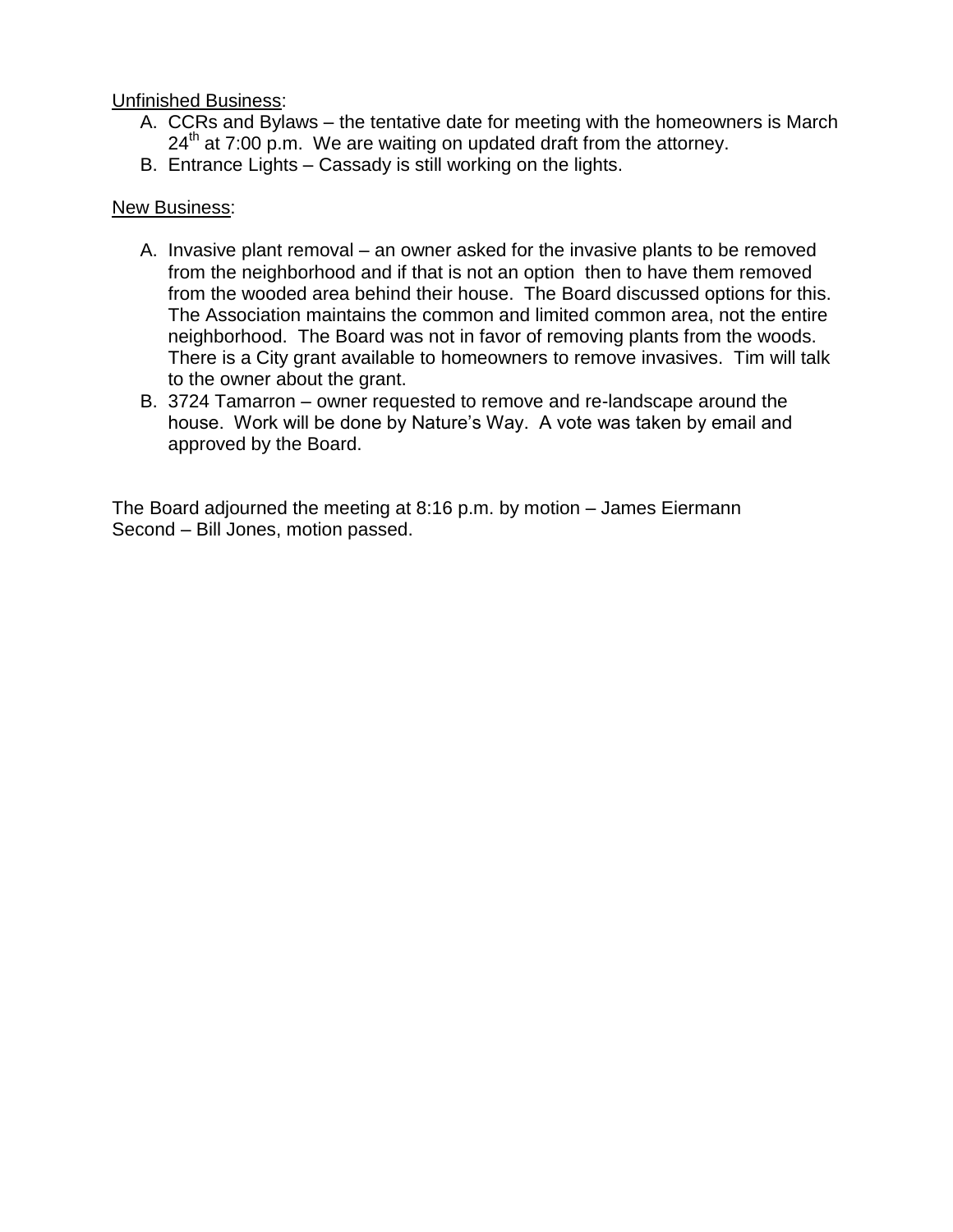Unfinished Business:

A. CCRs and Bylaws – the tentative date for meeting with the homeowners is March 24th at 7:00 p.m. We are waiting on updated draft from the attorney.
B. Entrance Lights – Cassady is still working on the lights.

New Business:

A. Invasive plant removal – an owner asked for the invasive plants to be removed from the neighborhood and if that is not an option then to have them removed from the wooded area behind their house. The Board discussed options for this. The Association maintains the common and limited common area, not the entire neighborhood. The Board was not in favor of removing plants from the woods. There is a City grant available to homeowners to remove invasives. Tim will talk to the owner about the grant.
B. 3724 Tamarron – owner requested to remove and re-landscape around the house. Work will be done by Nature's Way. A vote was taken by email and approved by the Board.

The Board adjourned the meeting at 8:16 p.m. by motion – James Eiermann
Second – Bill Jones, motion passed.